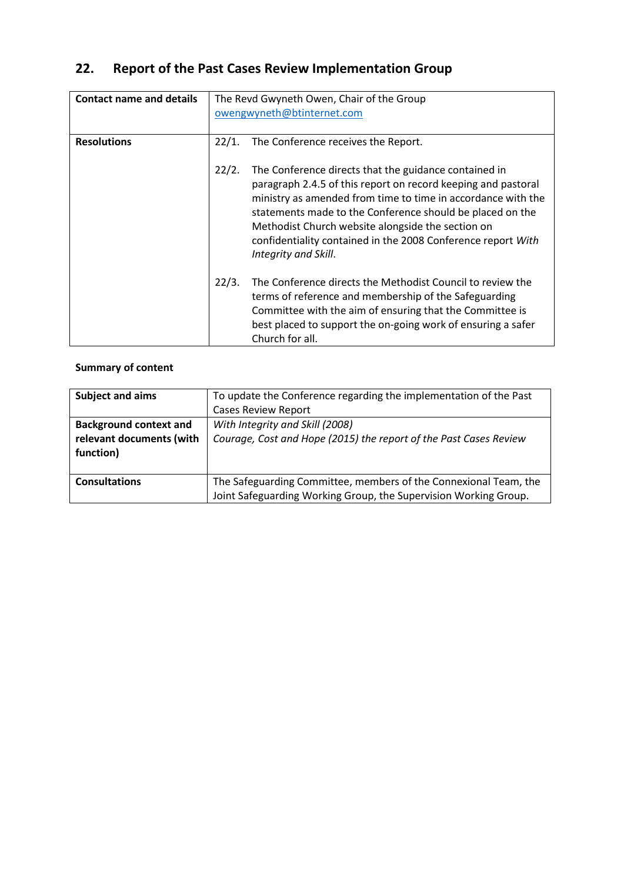## 22. Report of the Past Cases Review Implementation Group

| Contact name and details | The Revd Gwyneth Owen, Chair of the Group<br>owengwyneth@btinternet.com |
|---|---|
| Resolutions | 22/1. The Conference receives the Report.<br><br>22/2. The Conference directs that the guidance contained in paragraph 2.4.5 of this report on record keeping and pastoral ministry as amended from time to time in accordance with the statements made to the Conference should be placed on the Methodist Church website alongside the section on confidentiality contained in the 2008 Conference report *With Integrity and Skill*.<br><br>22/3. The Conference directs the Methodist Council to review the terms of reference and membership of the Safeguarding Committee with the aim of ensuring that the Committee is best placed to support the on-going work of ensuring a safer Church for all. |

**Summary of content**

| Subject and aims | To update the Conference regarding the implementation of the Past Cases Review Report |
|---|---|
| Background context and relevant documents (with function) | *With Integrity and Skill (2008)*<br>*Courage, Cost and Hope (2015) the report of the Past Cases Review* |
| Consultations | The Safeguarding Committee, members of the Connexional Team, the Joint Safeguarding Working Group, the Supervision Working Group. |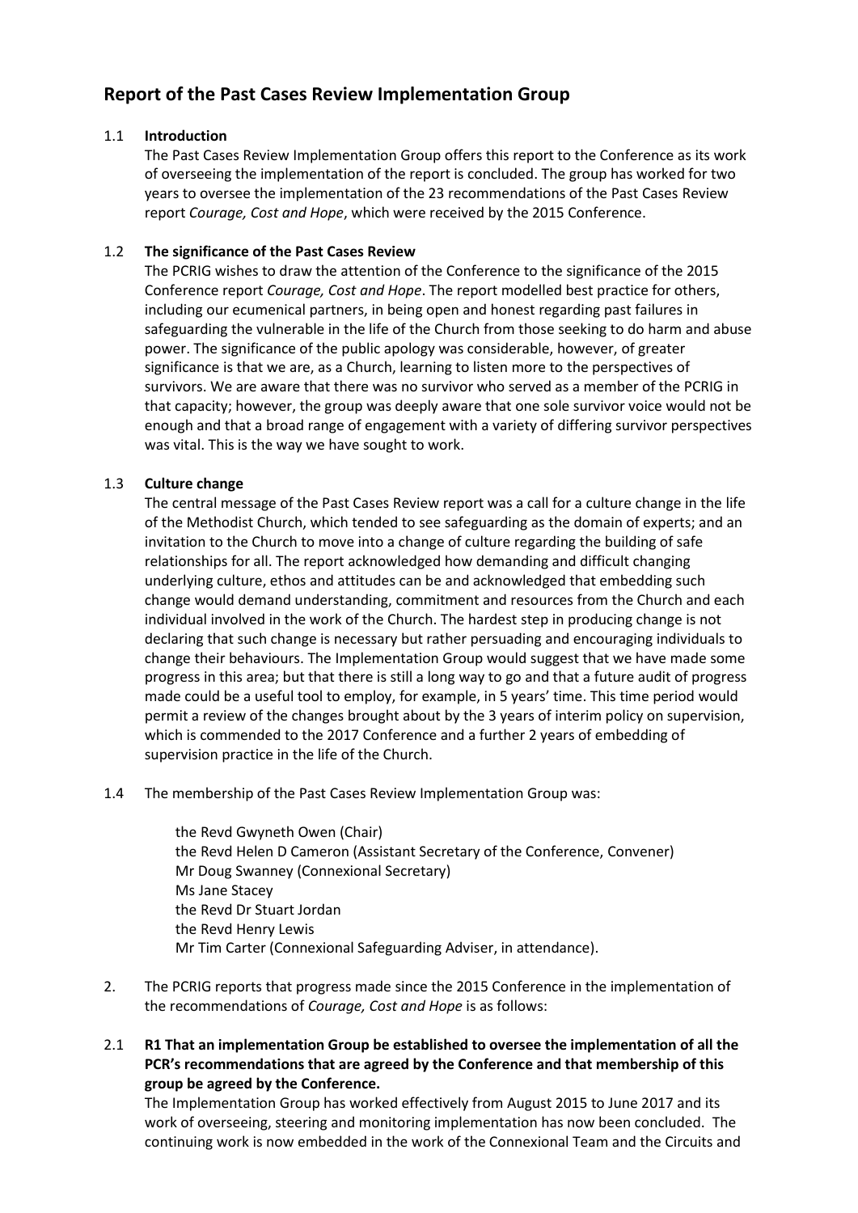## Report of the Past Cases Review Implementation Group

1.1 **Introduction**

The Past Cases Review Implementation Group offers this report to the Conference as its work of overseeing the implementation of the report is concluded. The group has worked for two years to oversee the implementation of the 23 recommendations of the Past Cases Review report *Courage, Cost and Hope*, which were received by the 2015 Conference.

1.2 **The significance of the Past Cases Review**

The PCRIG wishes to draw the attention of the Conference to the significance of the 2015 Conference report *Courage, Cost and Hope*. The report modelled best practice for others, including our ecumenical partners, in being open and honest regarding past failures in safeguarding the vulnerable in the life of the Church from those seeking to do harm and abuse power. The significance of the public apology was considerable, however, of greater significance is that we are, as a Church, learning to listen more to the perspectives of survivors. We are aware that there was no survivor who served as a member of the PCRIG in that capacity; however, the group was deeply aware that one sole survivor voice would not be enough and that a broad range of engagement with a variety of differing survivor perspectives was vital. This is the way we have sought to work.

1.3 **Culture change**

The central message of the Past Cases Review report was a call for a culture change in the life of the Methodist Church, which tended to see safeguarding as the domain of experts; and an invitation to the Church to move into a change of culture regarding the building of safe relationships for all. The report acknowledged how demanding and difficult changing underlying culture, ethos and attitudes can be and acknowledged that embedding such change would demand understanding, commitment and resources from the Church and each individual involved in the work of the Church. The hardest step in producing change is not declaring that such change is necessary but rather persuading and encouraging individuals to change their behaviours. The Implementation Group would suggest that we have made some progress in this area; but that there is still a long way to go and that a future audit of progress made could be a useful tool to employ, for example, in 5 years' time. This time period would permit a review of the changes brought about by the 3 years of interim policy on supervision, which is commended to the 2017 Conference and a further 2 years of embedding of supervision practice in the life of the Church.

1.4 The membership of the Past Cases Review Implementation Group was:

the Revd Gwyneth Owen (Chair)
the Revd Helen D Cameron (Assistant Secretary of the Conference, Convener)
Mr Doug Swanney (Connexional Secretary)
Ms Jane Stacey
the Revd Dr Stuart Jordan
the Revd Henry Lewis
Mr Tim Carter (Connexional Safeguarding Adviser, in attendance).

2. The PCRIG reports that progress made since the 2015 Conference in the implementation of the recommendations of *Courage, Cost and Hope* is as follows:

2.1 **R1 That an implementation Group be established to oversee the implementation of all the PCR's recommendations that are agreed by the Conference and that membership of this group be agreed by the Conference.**

The Implementation Group has worked effectively from August 2015 to June 2017 and its work of overseeing, steering and monitoring implementation has now been concluded. The continuing work is now embedded in the work of the Connexional Team and the Circuits and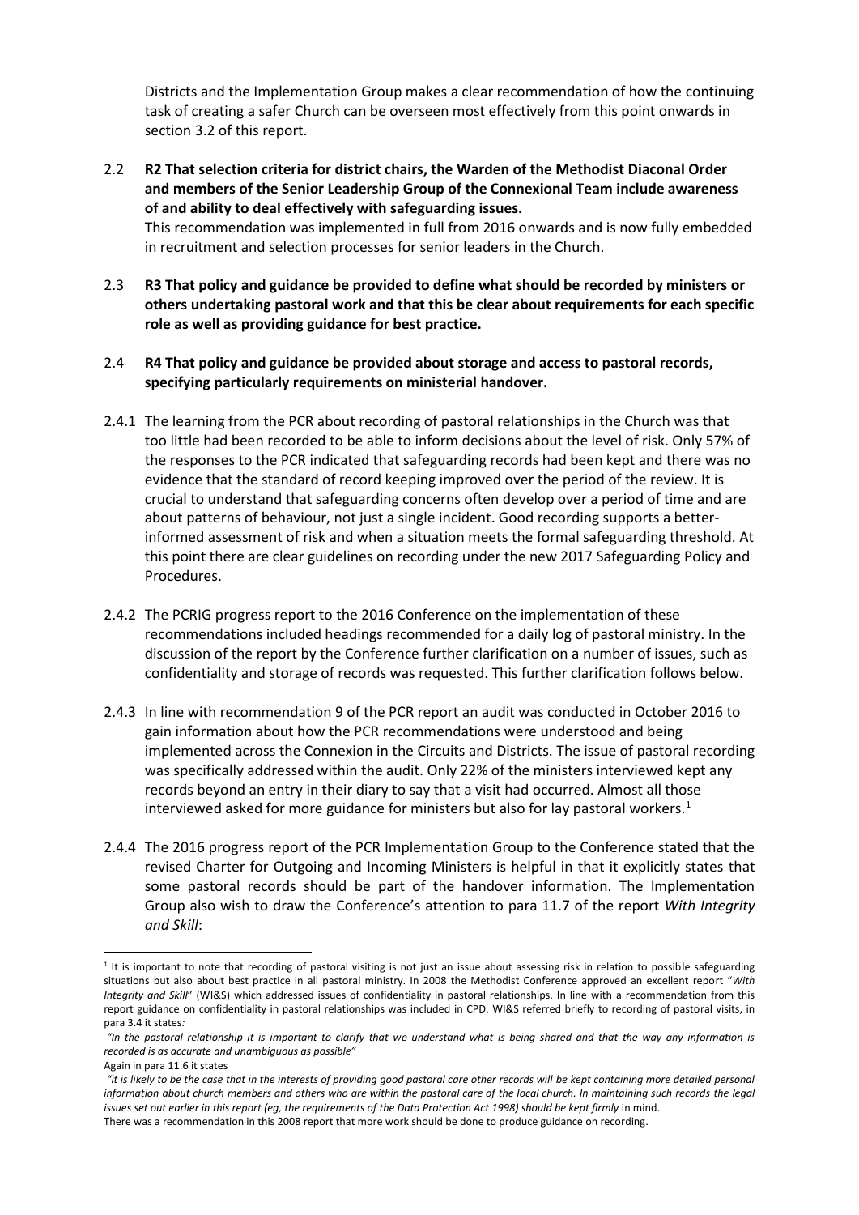Districts and the Implementation Group makes a clear recommendation of how the continuing task of creating a safer Church can be overseen most effectively from this point onwards in section 3.2 of this report.

2.2 **R2 That selection criteria for district chairs, the Warden of the Methodist Diaconal Order and members of the Senior Leadership Group of the Connexional Team include awareness of and ability to deal effectively with safeguarding issues.**
This recommendation was implemented in full from 2016 onwards and is now fully embedded in recruitment and selection processes for senior leaders in the Church.

2.3 **R3 That policy and guidance be provided to define what should be recorded by ministers or others undertaking pastoral work and that this be clear about requirements for each specific role as well as providing guidance for best practice.**

2.4 **R4 That policy and guidance be provided about storage and access to pastoral records, specifying particularly requirements on ministerial handover.**

2.4.1 The learning from the PCR about recording of pastoral relationships in the Church was that too little had been recorded to be able to inform decisions about the level of risk. Only 57% of the responses to the PCR indicated that safeguarding records had been kept and there was no evidence that the standard of record keeping improved over the period of the review. It is crucial to understand that safeguarding concerns often develop over a period of time and are about patterns of behaviour, not just a single incident. Good recording supports a better-informed assessment of risk and when a situation meets the formal safeguarding threshold. At this point there are clear guidelines on recording under the new 2017 Safeguarding Policy and Procedures.

2.4.2 The PCRIG progress report to the 2016 Conference on the implementation of these recommendations included headings recommended for a daily log of pastoral ministry. In the discussion of the report by the Conference further clarification on a number of issues, such as confidentiality and storage of records was requested. This further clarification follows below.

2.4.3 In line with recommendation 9 of the PCR report an audit was conducted in October 2016 to gain information about how the PCR recommendations were understood and being implemented across the Connexion in the Circuits and Districts. The issue of pastoral recording was specifically addressed within the audit. Only 22% of the ministers interviewed kept any records beyond an entry in their diary to say that a visit had occurred. Almost all those interviewed asked for more guidance for ministers but also for lay pastoral workers.[1]

2.4.4 The 2016 progress report of the PCR Implementation Group to the Conference stated that the revised Charter for Outgoing and Incoming Ministers is helpful in that it explicitly states that some pastoral records should be part of the handover information. The Implementation Group also wish to draw the Conference's attention to para 11.7 of the report *With Integrity and Skill*:

---

[1] It is important to note that recording of pastoral visiting is not just an issue about assessing risk in relation to possible safeguarding situations but also about best practice in all pastoral ministry. In 2008 the Methodist Conference approved an excellent report "*With Integrity and Skill*" (WI&S) which addressed issues of confidentiality in pastoral relationships. In line with a recommendation from this report guidance on confidentiality in pastoral relationships was included in CPD. WI&S referred briefly to recording of pastoral visits, in para 3.4 it states*:*

*"In the pastoral relationship it is important to clarify that we understand what is being shared and that the way any information is recorded is as accurate and unambiguous as possible"*

Again in para 11.6 it states

*"it is likely to be the case that in the interests of providing good pastoral care other records will be kept containing more detailed personal information about church members and others who are within the pastoral care of the local church. In maintaining such records the legal issues set out earlier in this report (eg, the requirements of the Data Protection Act 1998) should be kept firmly* in mind.

There was a recommendation in this 2008 report that more work should be done to produce guidance on recording.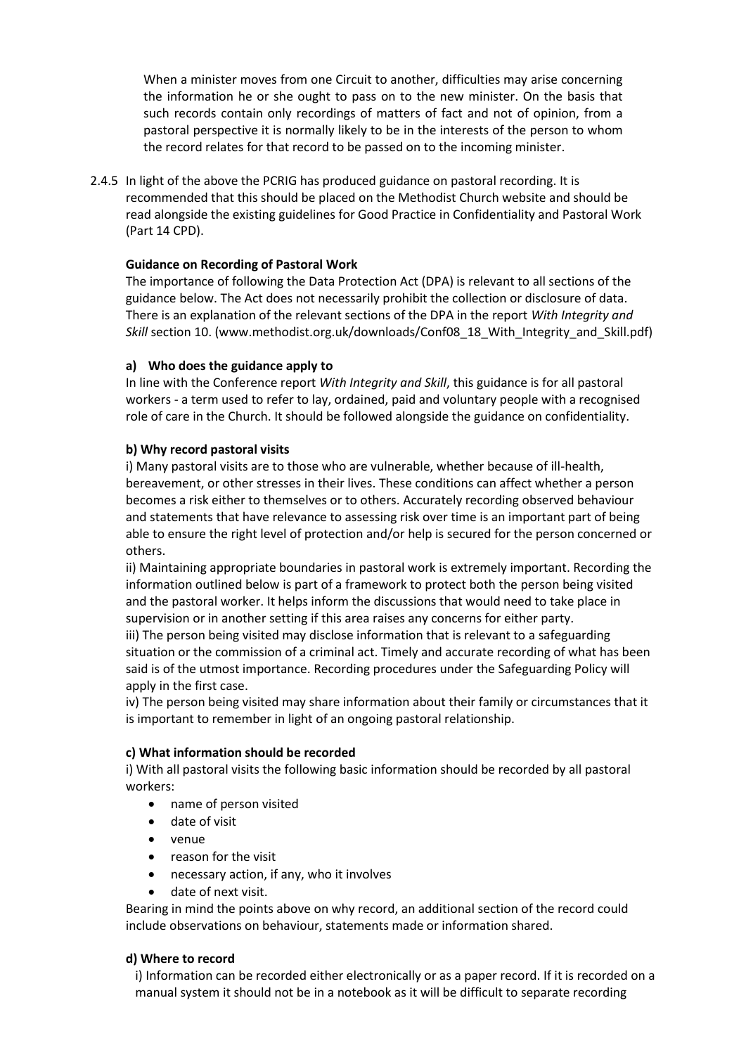When a minister moves from one Circuit to another, difficulties may arise concerning the information he or she ought to pass on to the new minister. On the basis that such records contain only recordings of matters of fact and not of opinion, from a pastoral perspective it is normally likely to be in the interests of the person to whom the record relates for that record to be passed on to the incoming minister.

2.4.5 In light of the above the PCRIG has produced guidance on pastoral recording. It is recommended that this should be placed on the Methodist Church website and should be read alongside the existing guidelines for Good Practice in Confidentiality and Pastoral Work (Part 14 CPD).

**Guidance on Recording of Pastoral Work**

The importance of following the Data Protection Act (DPA) is relevant to all sections of the guidance below. The Act does not necessarily prohibit the collection or disclosure of data. There is an explanation of the relevant sections of the DPA in the report *With Integrity and Skill* section 10. (www.methodist.org.uk/downloads/Conf08_18_With_Integrity_and_Skill.pdf)

**a) Who does the guidance apply to**

In line with the Conference report *With Integrity and Skill*, this guidance is for all pastoral workers - a term used to refer to lay, ordained, paid and voluntary people with a recognised role of care in the Church. It should be followed alongside the guidance on confidentiality.

**b) Why record pastoral visits**

i) Many pastoral visits are to those who are vulnerable, whether because of ill-health, bereavement, or other stresses in their lives. These conditions can affect whether a person becomes a risk either to themselves or to others. Accurately recording observed behaviour and statements that have relevance to assessing risk over time is an important part of being able to ensure the right level of protection and/or help is secured for the person concerned or others.

ii) Maintaining appropriate boundaries in pastoral work is extremely important. Recording the information outlined below is part of a framework to protect both the person being visited and the pastoral worker. It helps inform the discussions that would need to take place in supervision or in another setting if this area raises any concerns for either party.

iii) The person being visited may disclose information that is relevant to a safeguarding situation or the commission of a criminal act. Timely and accurate recording of what has been said is of the utmost importance. Recording procedures under the Safeguarding Policy will apply in the first case.

iv) The person being visited may share information about their family or circumstances that it is important to remember in light of an ongoing pastoral relationship.

**c) What information should be recorded**

i) With all pastoral visits the following basic information should be recorded by all pastoral workers:

- name of person visited
- date of visit
- venue
- reason for the visit
- necessary action, if any, who it involves
- date of next visit.

Bearing in mind the points above on why record, an additional section of the record could include observations on behaviour, statements made or information shared.

**d) Where to record**

i) Information can be recorded either electronically or as a paper record. If it is recorded on a manual system it should not be in a notebook as it will be difficult to separate recording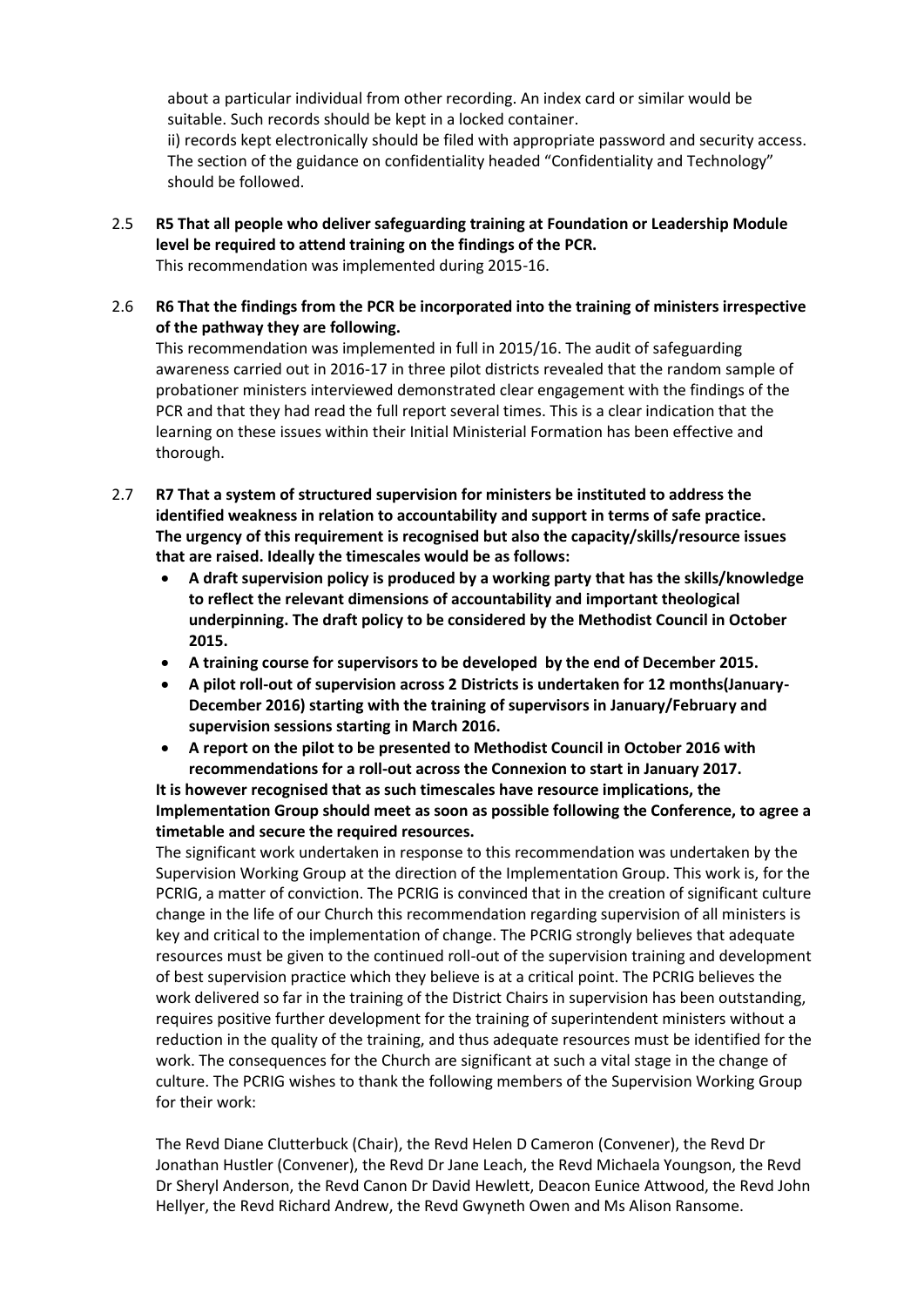about a particular individual from other recording. An index card or similar would be suitable. Such records should be kept in a locked container.

ii) records kept electronically should be filed with appropriate password and security access. The section of the guidance on confidentiality headed "Confidentiality and Technology" should be followed.

2.5 **R5 That all people who deliver safeguarding training at Foundation or Leadership Module level be required to attend training on the findings of the PCR.**

This recommendation was implemented during 2015-16.

2.6 **R6 That the findings from the PCR be incorporated into the training of ministers irrespective of the pathway they are following.**

This recommendation was implemented in full in 2015/16. The audit of safeguarding awareness carried out in 2016-17 in three pilot districts revealed that the random sample of probationer ministers interviewed demonstrated clear engagement with the findings of the PCR and that they had read the full report several times. This is a clear indication that the learning on these issues within their Initial Ministerial Formation has been effective and thorough.

2.7 **R7 That a system of structured supervision for ministers be instituted to address the identified weakness in relation to accountability and support in terms of safe practice. The urgency of this requirement is recognised but also the capacity/skills/resource issues that are raised. Ideally the timescales would be as follows:**

- **A draft supervision policy is produced by a working party that has the skills/knowledge to reflect the relevant dimensions of accountability and important theological underpinning. The draft policy to be considered by the Methodist Council in October 2015.**
- **A training course for supervisors to be developed by the end of December 2015.**
- **A pilot roll-out of supervision across 2 Districts is undertaken for 12 months(January-December 2016) starting with the training of supervisors in January/February and supervision sessions starting in March 2016.**
- **A report on the pilot to be presented to Methodist Council in October 2016 with recommendations for a roll-out across the Connexion to start in January 2017.**

**It is however recognised that as such timescales have resource implications, the Implementation Group should meet as soon as possible following the Conference, to agree a timetable and secure the required resources.**

The significant work undertaken in response to this recommendation was undertaken by the Supervision Working Group at the direction of the Implementation Group. This work is, for the PCRIG, a matter of conviction. The PCRIG is convinced that in the creation of significant culture change in the life of our Church this recommendation regarding supervision of all ministers is key and critical to the implementation of change. The PCRIG strongly believes that adequate resources must be given to the continued roll-out of the supervision training and development of best supervision practice which they believe is at a critical point. The PCRIG believes the work delivered so far in the training of the District Chairs in supervision has been outstanding, requires positive further development for the training of superintendent ministers without a reduction in the quality of the training, and thus adequate resources must be identified for the work. The consequences for the Church are significant at such a vital stage in the change of culture. The PCRIG wishes to thank the following members of the Supervision Working Group for their work:

The Revd Diane Clutterbuck (Chair), the Revd Helen D Cameron (Convener), the Revd Dr Jonathan Hustler (Convener), the Revd Dr Jane Leach, the Revd Michaela Youngson, the Revd Dr Sheryl Anderson, the Revd Canon Dr David Hewlett, Deacon Eunice Attwood, the Revd John Hellyer, the Revd Richard Andrew, the Revd Gwyneth Owen and Ms Alison Ransome.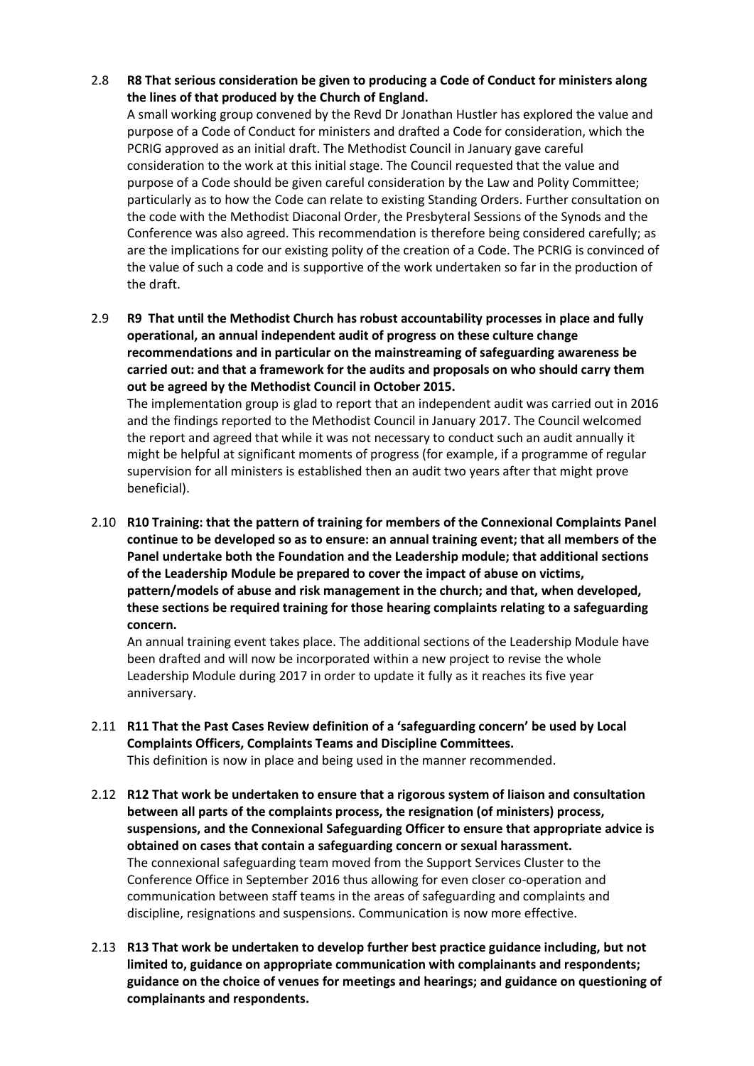2.8 **R8 That serious consideration be given to producing a Code of Conduct for ministers along the lines of that produced by the Church of England.**

A small working group convened by the Revd Dr Jonathan Hustler has explored the value and purpose of a Code of Conduct for ministers and drafted a Code for consideration, which the PCRIG approved as an initial draft. The Methodist Council in January gave careful consideration to the work at this initial stage. The Council requested that the value and purpose of a Code should be given careful consideration by the Law and Polity Committee; particularly as to how the Code can relate to existing Standing Orders. Further consultation on the code with the Methodist Diaconal Order, the Presbyteral Sessions of the Synods and the Conference was also agreed. This recommendation is therefore being considered carefully; as are the implications for our existing polity of the creation of a Code. The PCRIG is convinced of the value of such a code and is supportive of the work undertaken so far in the production of the draft.

2.9 **R9 That until the Methodist Church has robust accountability processes in place and fully operational, an annual independent audit of progress on these culture change recommendations and in particular on the mainstreaming of safeguarding awareness be carried out: and that a framework for the audits and proposals on who should carry them out be agreed by the Methodist Council in October 2015.**

The implementation group is glad to report that an independent audit was carried out in 2016 and the findings reported to the Methodist Council in January 2017. The Council welcomed the report and agreed that while it was not necessary to conduct such an audit annually it might be helpful at significant moments of progress (for example, if a programme of regular supervision for all ministers is established then an audit two years after that might prove beneficial).

2.10 **R10 Training: that the pattern of training for members of the Connexional Complaints Panel continue to be developed so as to ensure: an annual training event; that all members of the Panel undertake both the Foundation and the Leadership module; that additional sections of the Leadership Module be prepared to cover the impact of abuse on victims, pattern/models of abuse and risk management in the church; and that, when developed, these sections be required training for those hearing complaints relating to a safeguarding concern.**

An annual training event takes place. The additional sections of the Leadership Module have been drafted and will now be incorporated within a new project to revise the whole Leadership Module during 2017 in order to update it fully as it reaches its five year anniversary.

2.11 **R11 That the Past Cases Review definition of a 'safeguarding concern' be used by Local Complaints Officers, Complaints Teams and Discipline Committees.**

This definition is now in place and being used in the manner recommended.

2.12 **R12 That work be undertaken to ensure that a rigorous system of liaison and consultation between all parts of the complaints process, the resignation (of ministers) process, suspensions, and the Connexional Safeguarding Officer to ensure that appropriate advice is obtained on cases that contain a safeguarding concern or sexual harassment.**

The connexional safeguarding team moved from the Support Services Cluster to the Conference Office in September 2016 thus allowing for even closer co-operation and communication between staff teams in the areas of safeguarding and complaints and discipline, resignations and suspensions. Communication is now more effective.

2.13 **R13 That work be undertaken to develop further best practice guidance including, but not limited to, guidance on appropriate communication with complainants and respondents; guidance on the choice of venues for meetings and hearings; and guidance on questioning of complainants and respondents.**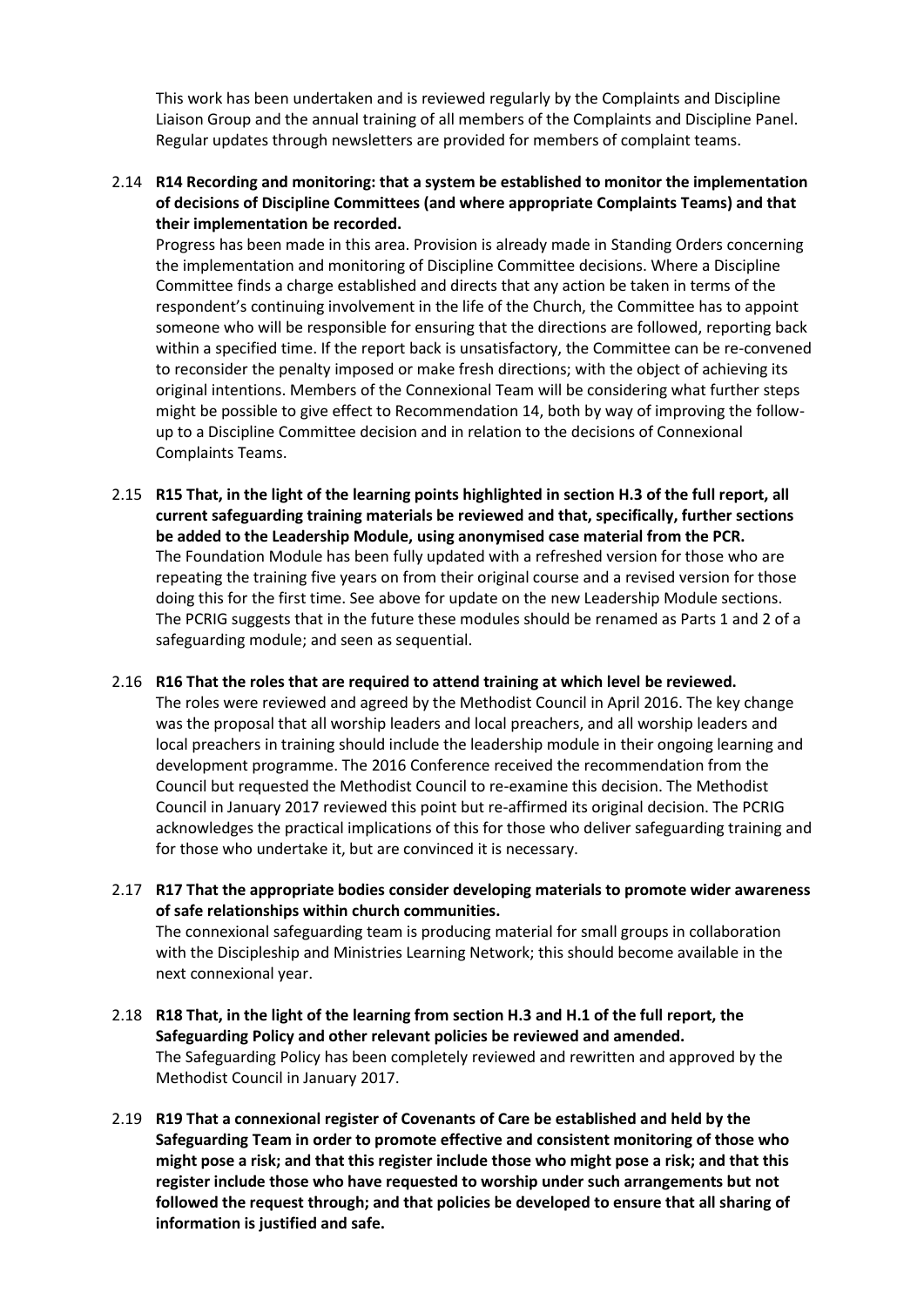This work has been undertaken and is reviewed regularly by the Complaints and Discipline Liaison Group and the annual training of all members of the Complaints and Discipline Panel. Regular updates through newsletters are provided for members of complaint teams.

2.14 **R14 Recording and monitoring: that a system be established to monitor the implementation of decisions of Discipline Committees (and where appropriate Complaints Teams) and that their implementation be recorded.**
Progress has been made in this area. Provision is already made in Standing Orders concerning the implementation and monitoring of Discipline Committee decisions. Where a Discipline Committee finds a charge established and directs that any action be taken in terms of the respondent's continuing involvement in the life of the Church, the Committee has to appoint someone who will be responsible for ensuring that the directions are followed, reporting back within a specified time. If the report back is unsatisfactory, the Committee can be re-convened to reconsider the penalty imposed or make fresh directions; with the object of achieving its original intentions. Members of the Connexional Team will be considering what further steps might be possible to give effect to Recommendation 14, both by way of improving the follow-up to a Discipline Committee decision and in relation to the decisions of Connexional Complaints Teams.

2.15 **R15 That, in the light of the learning points highlighted in section H.3 of the full report, all current safeguarding training materials be reviewed and that, specifically, further sections be added to the Leadership Module, using anonymised case material from the PCR.**
The Foundation Module has been fully updated with a refreshed version for those who are repeating the training five years on from their original course and a revised version for those doing this for the first time. See above for update on the new Leadership Module sections. The PCRIG suggests that in the future these modules should be renamed as Parts 1 and 2 of a safeguarding module; and seen as sequential.

2.16 **R16 That the roles that are required to attend training at which level be reviewed.**
The roles were reviewed and agreed by the Methodist Council in April 2016. The key change was the proposal that all worship leaders and local preachers, and all worship leaders and local preachers in training should include the leadership module in their ongoing learning and development programme. The 2016 Conference received the recommendation from the Council but requested the Methodist Council to re-examine this decision. The Methodist Council in January 2017 reviewed this point but re-affirmed its original decision. The PCRIG acknowledges the practical implications of this for those who deliver safeguarding training and for those who undertake it, but are convinced it is necessary.

2.17 **R17 That the appropriate bodies consider developing materials to promote wider awareness of safe relationships within church communities.**
The connexional safeguarding team is producing material for small groups in collaboration with the Discipleship and Ministries Learning Network; this should become available in the next connexional year.

2.18 **R18 That, in the light of the learning from section H.3 and H.1 of the full report, the Safeguarding Policy and other relevant policies be reviewed and amended.**
The Safeguarding Policy has been completely reviewed and rewritten and approved by the Methodist Council in January 2017.

2.19 **R19 That a connexional register of Covenants of Care be established and held by the Safeguarding Team in order to promote effective and consistent monitoring of those who might pose a risk; and that this register include those who might pose a risk; and that this register include those who have requested to worship under such arrangements but not followed the request through; and that policies be developed to ensure that all sharing of information is justified and safe.**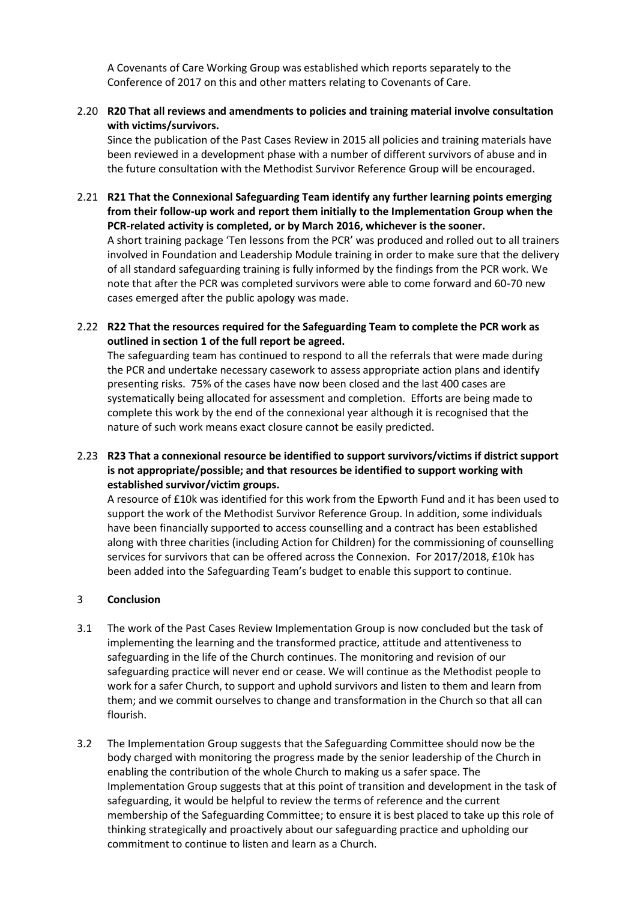A Covenants of Care Working Group was established which reports separately to the Conference of 2017 on this and other matters relating to Covenants of Care.

2.20 **R20 That all reviews and amendments to policies and training material involve consultation with victims/survivors.**
Since the publication of the Past Cases Review in 2015 all policies and training materials have been reviewed in a development phase with a number of different survivors of abuse and in the future consultation with the Methodist Survivor Reference Group will be encouraged.

2.21 **R21 That the Connexional Safeguarding Team identify any further learning points emerging from their follow-up work and report them initially to the Implementation Group when the PCR-related activity is completed, or by March 2016, whichever is the sooner.**
A short training package 'Ten lessons from the PCR' was produced and rolled out to all trainers involved in Foundation and Leadership Module training in order to make sure that the delivery of all standard safeguarding training is fully informed by the findings from the PCR work. We note that after the PCR was completed survivors were able to come forward and 60-70 new cases emerged after the public apology was made.

2.22 **R22 That the resources required for the Safeguarding Team to complete the PCR work as outlined in section 1 of the full report be agreed.**
The safeguarding team has continued to respond to all the referrals that were made during the PCR and undertake necessary casework to assess appropriate action plans and identify presenting risks. 75% of the cases have now been closed and the last 400 cases are systematically being allocated for assessment and completion. Efforts are being made to complete this work by the end of the connexional year although it is recognised that the nature of such work means exact closure cannot be easily predicted.

2.23 **R23 That a connexional resource be identified to support survivors/victims if district support is not appropriate/possible; and that resources be identified to support working with established survivor/victim groups.**
A resource of £10k was identified for this work from the Epworth Fund and it has been used to support the work of the Methodist Survivor Reference Group. In addition, some individuals have been financially supported to access counselling and a contract has been established along with three charities (including Action for Children) for the commissioning of counselling services for survivors that can be offered across the Connexion. For 2017/2018, £10k has been added into the Safeguarding Team's budget to enable this support to continue.

## 3 Conclusion

3.1 The work of the Past Cases Review Implementation Group is now concluded but the task of implementing the learning and the transformed practice, attitude and attentiveness to safeguarding in the life of the Church continues. The monitoring and revision of our safeguarding practice will never end or cease. We will continue as the Methodist people to work for a safer Church, to support and uphold survivors and listen to them and learn from them; and we commit ourselves to change and transformation in the Church so that all can flourish.

3.2 The Implementation Group suggests that the Safeguarding Committee should now be the body charged with monitoring the progress made by the senior leadership of the Church in enabling the contribution of the whole Church to making us a safer space. The Implementation Group suggests that at this point of transition and development in the task of safeguarding, it would be helpful to review the terms of reference and the current membership of the Safeguarding Committee; to ensure it is best placed to take up this role of thinking strategically and proactively about our safeguarding practice and upholding our commitment to continue to listen and learn as a Church.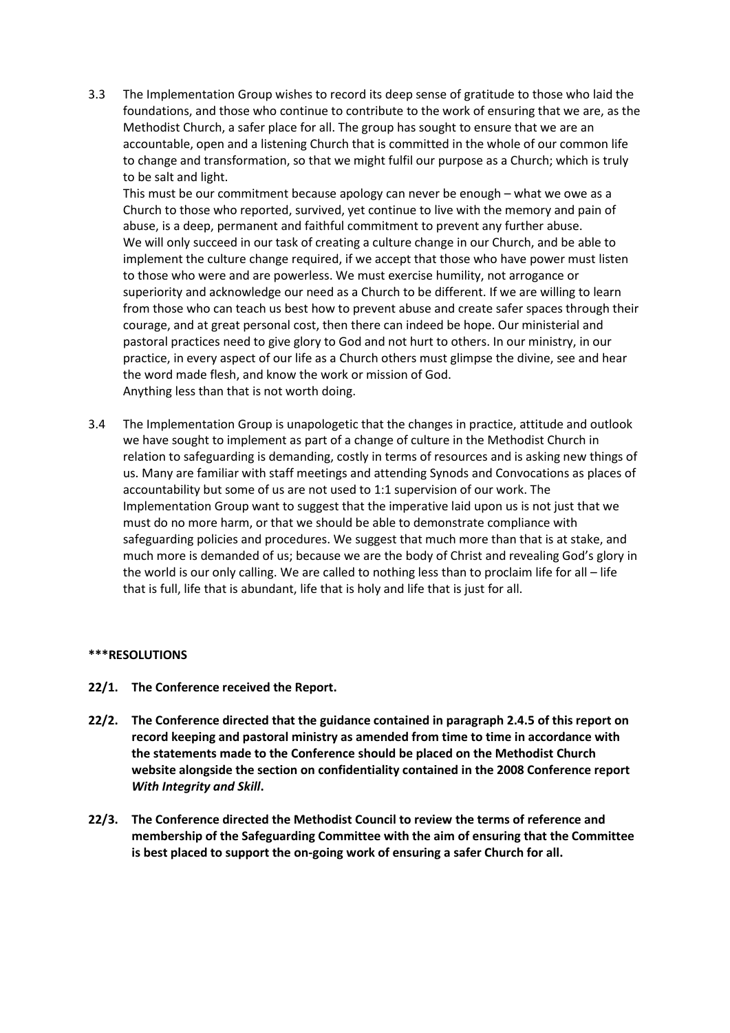3.3 The Implementation Group wishes to record its deep sense of gratitude to those who laid the foundations, and those who continue to contribute to the work of ensuring that we are, as the Methodist Church, a safer place for all. The group has sought to ensure that we are an accountable, open and a listening Church that is committed in the whole of our common life to change and transformation, so that we might fulfil our purpose as a Church; which is truly to be salt and light.

This must be our commitment because apology can never be enough – what we owe as a Church to those who reported, survived, yet continue to live with the memory and pain of abuse, is a deep, permanent and faithful commitment to prevent any further abuse.

We will only succeed in our task of creating a culture change in our Church, and be able to implement the culture change required, if we accept that those who have power must listen to those who were and are powerless. We must exercise humility, not arrogance or superiority and acknowledge our need as a Church to be different. If we are willing to learn from those who can teach us best how to prevent abuse and create safer spaces through their courage, and at great personal cost, then there can indeed be hope. Our ministerial and pastoral practices need to give glory to God and not hurt to others. In our ministry, in our practice, in every aspect of our life as a Church others must glimpse the divine, see and hear the word made flesh, and know the work or mission of God.

Anything less than that is not worth doing.

3.4 The Implementation Group is unapologetic that the changes in practice, attitude and outlook we have sought to implement as part of a change of culture in the Methodist Church in relation to safeguarding is demanding, costly in terms of resources and is asking new things of us. Many are familiar with staff meetings and attending Synods and Convocations as places of accountability but some of us are not used to 1:1 supervision of our work. The Implementation Group want to suggest that the imperative laid upon us is not just that we must do no more harm, or that we should be able to demonstrate compliance with safeguarding policies and procedures. We suggest that much more than that is at stake, and much more is demanded of us; because we are the body of Christ and revealing God's glory in the world is our only calling. We are called to nothing less than to proclaim life for all – life that is full, life that is abundant, life that is holy and life that is just for all.

**\*\*\*RESOLUTIONS**

**22/1. The Conference received the Report.**

**22/2. The Conference directed that the guidance contained in paragraph 2.4.5 of this report on record keeping and pastoral ministry as amended from time to time in accordance with the statements made to the Conference should be placed on the Methodist Church website alongside the section on confidentiality contained in the 2008 Conference report *With Integrity and Skill*.**

**22/3. The Conference directed the Methodist Council to review the terms of reference and membership of the Safeguarding Committee with the aim of ensuring that the Committee is best placed to support the on-going work of ensuring a safer Church for all.**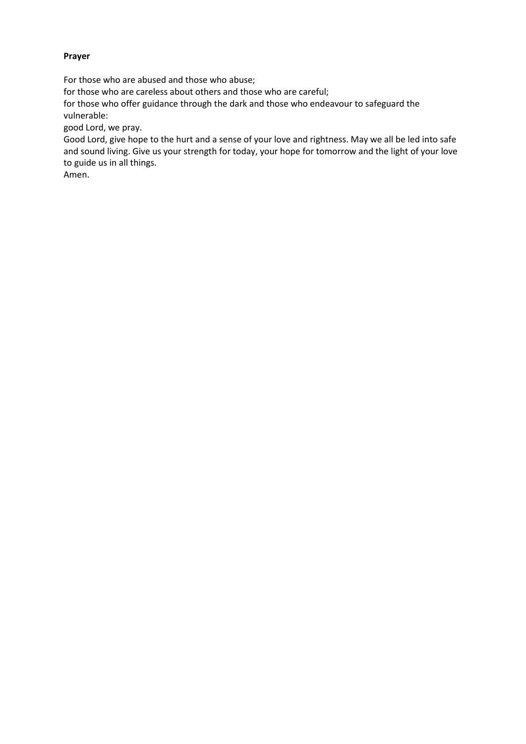**Prayer**

For those who are abused and those who abuse;
for those who are careless about others and those who are careful;
for those who offer guidance through the dark and those who endeavour to safeguard the vulnerable:
good Lord, we pray.
Good Lord, give hope to the hurt and a sense of your love and rightness. May we all be led into safe and sound living. Give us your strength for today, your hope for tomorrow and the light of your love to guide us in all things.
Amen.